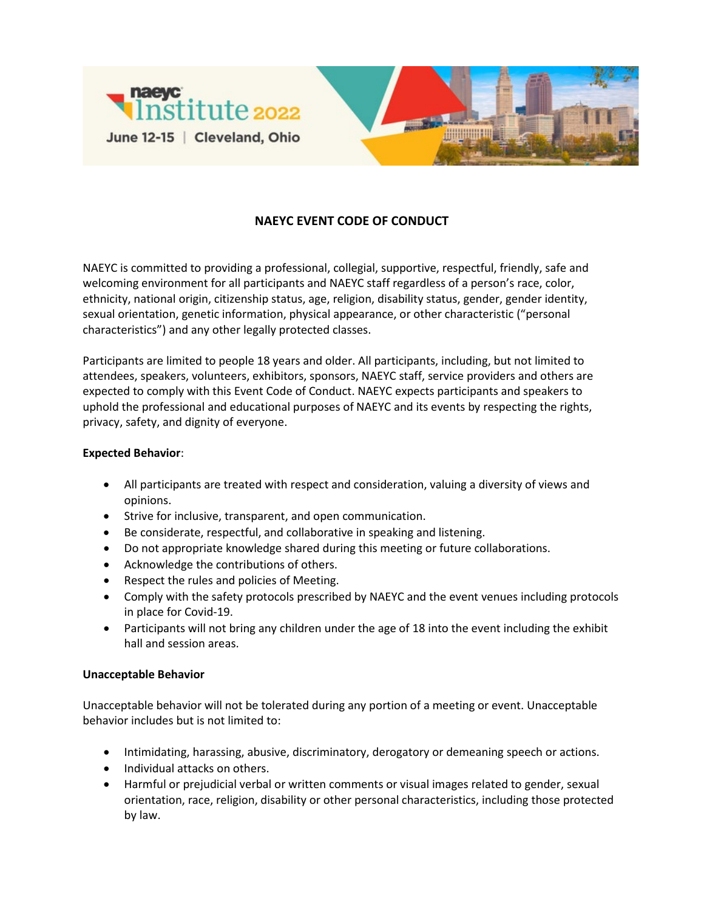naeyc Institute 2022

June 12-15 | Cleveland, Ohio

## NAEYC EVENT CODE OF CONDUCT

NAEYC is committed to providing a professional, collegial, supportive, respectful, friendly, safe and welcoming environment for all participants and NAEYC staff regardless of a person's race, color, ethnicity, national origin, citizenship status, age, religion, disability status, gender, gender identity, sexual orientation, genetic information, physical appearance, or other characteristic ("personal characteristics") and any other legally protected classes.

Participants are limited to people 18 years and older. All participants, including, but not limited to attendees, speakers, volunteers, exhibitors, sponsors, NAEYC staff, service providers and others are expected to comply with this Event Code of Conduct. NAEYC expects participants and speakers to uphold the professional and educational purposes of NAEYC and its events by respecting the rights, privacy, safety, and dignity of everyone.

**Expected Behavior**:

- All participants are treated with respect and consideration, valuing a diversity of views and opinions.
- Strive for inclusive, transparent, and open communication.
- Be considerate, respectful, and collaborative in speaking and listening.
- Do not appropriate knowledge shared during this meeting or future collaborations.
- Acknowledge the contributions of others.
- Respect the rules and policies of Meeting.
- Comply with the safety protocols prescribed by NAEYC and the event venues including protocols in place for Covid-19.
- Participants will not bring any children under the age of 18 into the event including the exhibit hall and session areas.

**Unacceptable Behavior**

Unacceptable behavior will not be tolerated during any portion of a meeting or event. Unacceptable behavior includes but is not limited to:

- Intimidating, harassing, abusive, discriminatory, derogatory or demeaning speech or actions.
- Individual attacks on others.
- Harmful or prejudicial verbal or written comments or visual images related to gender, sexual orientation, race, religion, disability or other personal characteristics, including those protected by law.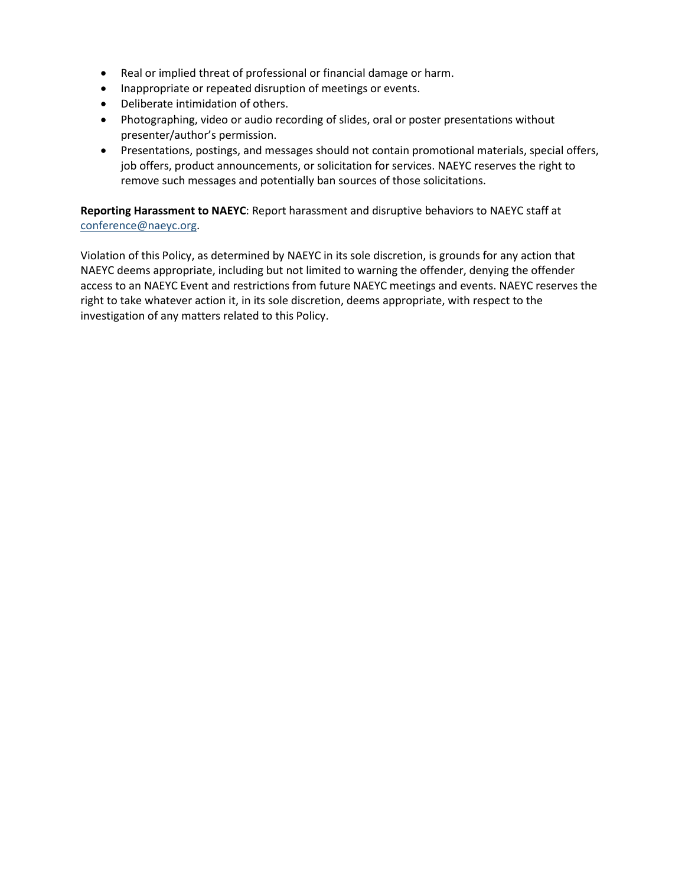- Real or implied threat of professional or financial damage or harm.
- Inappropriate or repeated disruption of meetings or events.
- Deliberate intimidation of others.
- Photographing, video or audio recording of slides, oral or poster presentations without presenter/author's permission.
- Presentations, postings, and messages should not contain promotional materials, special offers, job offers, product announcements, or solicitation for services. NAEYC reserves the right to remove such messages and potentially ban sources of those solicitations.

**Reporting Harassment to NAEYC**: Report harassment and disruptive behaviors to NAEYC staff at [conference@naeyc.org](mailto:conference@naeyc.org).

Violation of this Policy, as determined by NAEYC in its sole discretion, is grounds for any action that NAEYC deems appropriate, including but not limited to warning the offender, denying the offender access to an NAEYC Event and restrictions from future NAEYC meetings and events. NAEYC reserves the right to take whatever action it, in its sole discretion, deems appropriate, with respect to the investigation of any matters related to this Policy.